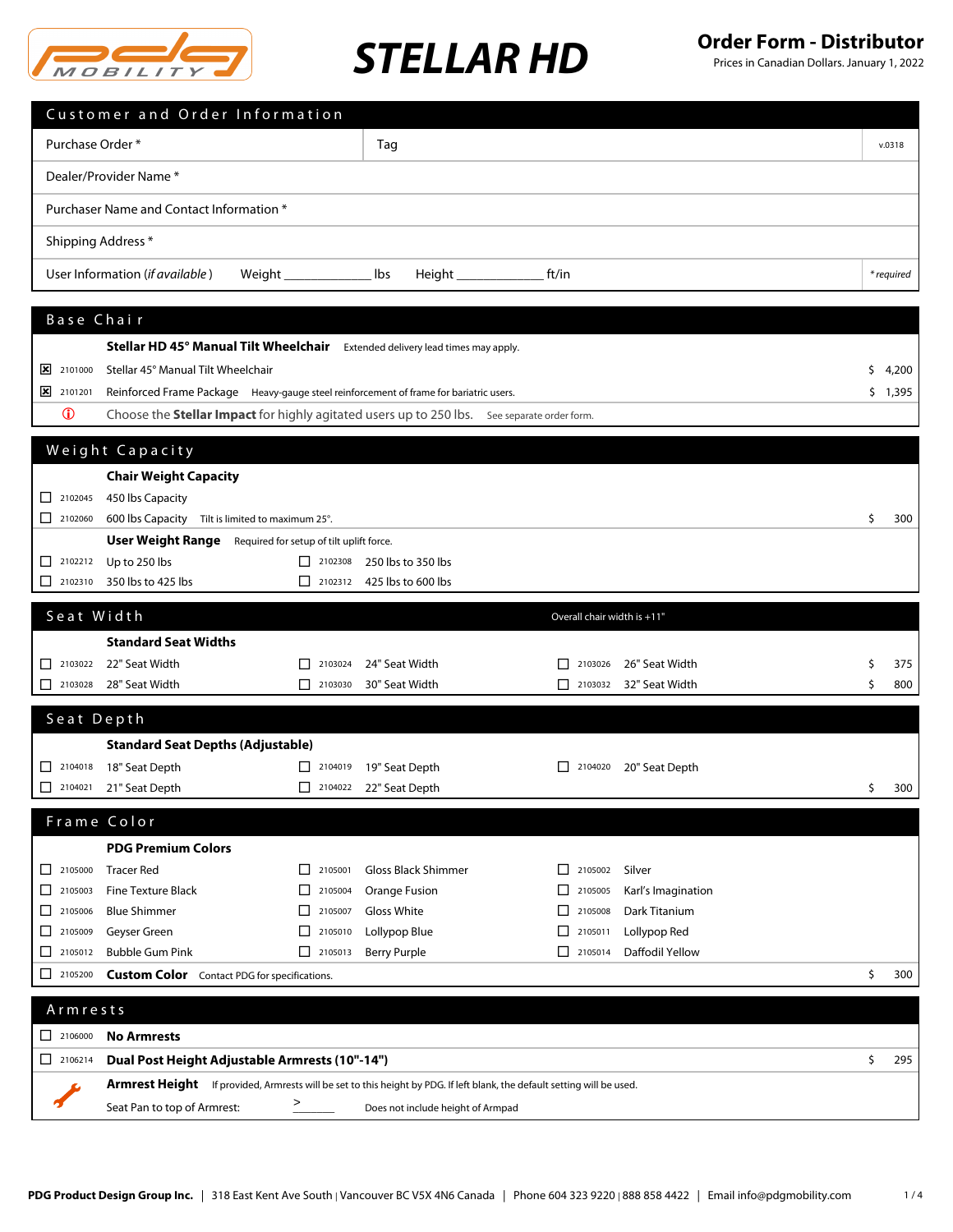# STELLAR HD

**Order Form - Distributor**

Prices in Canadian Dollars. January 1, 2022

## Customer and Order Information

| | | |
|---|---|---|
| Purchase Order * | Tag | v.0318 |
| Dealer/Provider Name * | | |
| Purchaser Name and Contact Information * | | |
| Shipping Address * | | |
| User Information (*if available*) Weight ____________ lbs Height ____________ ft/in | | *\* required* |

## Base Chair

**Stellar HD 45° Manual Tilt Wheelchair** Extended delivery lead times may apply.

| | Code | Item | Price |
|---|---|---|---|
| ☒ | 2101000 | Stellar 45° Manual Tilt Wheelchair | $ 4,200 |
| ☒ | 2101201 | Reinforced Frame Package — Heavy-gauge steel reinforcement of frame for bariatric users. | $ 1,395 |

ⓘ Choose the **Stellar Impact** for highly agitated users up to 250 lbs. See separate order form.

## Weight Capacity

**Chair Weight Capacity**

| | Code | Item | Price |
|---|---|---|---|
| ☐ | 2102045 | 450 lbs Capacity | |
| ☐ | 2102060 | 600 lbs Capacity — Tilt is limited to maximum 25°. | $ 300 |

**User Weight Range** Required for setup of tilt uplift force.

| | Code | Item | | Code | Item |
|---|---|---|---|---|---|
| ☐ | 2102212 | Up to 250 lbs | ☐ | 2102308 | 250 lbs to 350 lbs |
| ☐ | 2102310 | 350 lbs to 425 lbs | ☐ | 2102312 | 425 lbs to 600 lbs |

## Seat Width

Overall chair width is +11"

**Standard Seat Widths**

| | Code | Item | | Code | Item | | Code | Item | Price |
|---|---|---|---|---|---|---|---|---|---|
| ☐ | 2103022 | 22" Seat Width | ☐ | 2103024 | 24" Seat Width | ☐ | 2103026 | 26" Seat Width | $ 375 |
| ☐ | 2103028 | 28" Seat Width | ☐ | 2103030 | 30" Seat Width | ☐ | 2103032 | 32" Seat Width | $ 800 |

## Seat Depth

**Standard Seat Depths (Adjustable)**

| | Code | Item | | Code | Item | | Code | Item | Price |
|---|---|---|---|---|---|---|---|---|---|
| ☐ | 2104018 | 18" Seat Depth | ☐ | 2104019 | 19" Seat Depth | ☐ | 2104020 | 20" Seat Depth | |
| ☐ | 2104021 | 21" Seat Depth | ☐ | 2104022 | 22" Seat Depth | | | | $ 300 |

## Frame Color

**PDG Premium Colors**

| | Code | Item | | Code | Item | | Code | Item |
|---|---|---|---|---|---|---|---|---|
| ☐ | 2105000 | Tracer Red | ☐ | 2105001 | Gloss Black Shimmer | ☐ | 2105002 | Silver |
| ☐ | 2105003 | Fine Texture Black | ☐ | 2105004 | Orange Fusion | ☐ | 2105005 | Karl's Imagination |
| ☐ | 2105006 | Blue Shimmer | ☐ | 2105007 | Gloss White | ☐ | 2105008 | Dark Titanium |
| ☐ | 2105009 | Geyser Green | ☐ | 2105010 | Lollypop Blue | ☐ | 2105011 | Lollypop Red |
| ☐ | 2105012 | Bubble Gum Pink | ☐ | 2105013 | Berry Purple | ☐ | 2105014 | Daffodil Yellow |

| | Code | Item | Price |
|---|---|---|---|
| ☐ | 2105200 | **Custom Color** — Contact PDG for specifications. | $ 300 |

## Armrests

| | Code | Item | Price |
|---|---|---|---|
| ☐ | 2106000 | **No Armrests** | |
| ☐ | 2106214 | **Dual Post Height Adjustable Armrests (10"-14")** | $ 295 |

**Armrest Height** If provided, Armrests will be set to this height by PDG. If left blank, the default setting will be used.

Seat Pan to top of Armrest: > ______ Does not include height of Armpad

**PDG Product Design Group Inc.** | 318 East Kent Ave South | Vancouver BC V5X 4N6 Canada | Phone 604 323 9220 | 888 858 4422 | Email info@pdgmobility.com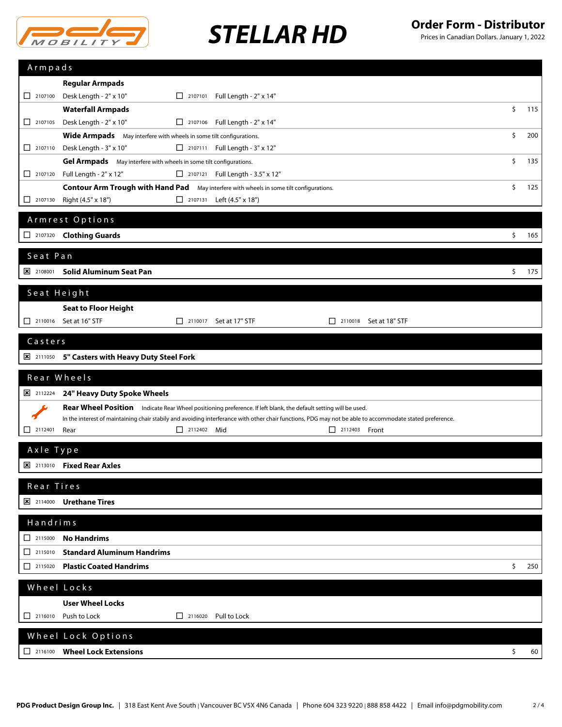# STELLAR HD

**Order Form - Distributor**
Prices in Canadian Dollars. January 1, 2022

## Armpads

**Regular Armpads**

- ☐ 2107100 Desk Length - 2" x 10"
- ☐ 2107101 Full Length - 2" x 14"

**Waterfall Armpads** — $ 115

- ☐ 2107105 Desk Length - 2" x 10"
- ☐ 2107106 Full Length - 2" x 14"

**Wide Armpads** May interfere with wheels in some tilt configurations. — $ 200

- ☐ 2107110 Desk Length - 3" x 10"
- ☐ 2107111 Full Length - 3" x 12"

**Gel Armpads** May interfere with wheels in some tilt configurations. — $ 135

- ☐ 2107120 Full Length - 2" x 12"
- ☐ 2107121 Full Length - 3.5" x 12"

**Contour Arm Trough with Hand Pad** May interfere with wheels in some tilt configurations. — $ 125

- ☐ 2107130 Right (4.5" x 18")
- ☐ 2107131 Left (4.5" x 18")

## Armrest Options

- ☐ 2107320 **Clothing Guards** — $ 165

## Seat Pan

- ☒ 2108001 **Solid Aluminum Seat Pan** — $ 175

## Seat Height

**Seat to Floor Height**

- ☐ 2110016 Set at 16" STF
- ☐ 2110017 Set at 17" STF
- ☐ 2110018 Set at 18" STF

## Casters

- ☒ 2111050 **5" Casters with Heavy Duty Steel Fork**

## Rear Wheels

- ☒ 2112224 **24" Heavy Duty Spoke Wheels**

**Rear Wheel Position** Indicate Rear Wheel positioning preference. If left blank, the default setting will be used.
In the interest of maintaining chair stabily and avoiding interferance with other chair functions, PDG may not be able to accommodate stated preference.

- ☐ 2112401 Rear
- ☐ 2112402 Mid
- ☐ 2112403 Front

## Axle Type

- ☒ 2113010 **Fixed Rear Axles**

## Rear Tires

- ☒ 2114000 **Urethane Tires**

## Handrims

- ☐ 2115000 **No Handrims**
- ☐ 2115010 **Standard Aluminum Handrims**
- ☐ 2115020 **Plastic Coated Handrims** — $ 250

## Wheel Locks

**User Wheel Locks**

- ☐ 2116010 Push to Lock
- ☐ 2116020 Pull to Lock

## Wheel Lock Options

- ☐ 2116100 **Wheel Lock Extensions** — $ 60

**PDG Product Design Group Inc.** | 318 East Kent Ave South | Vancouver BC V5X 4N6 Canada | Phone 604 323 9220 | 888 858 4422 | Email info@pdgmobility.com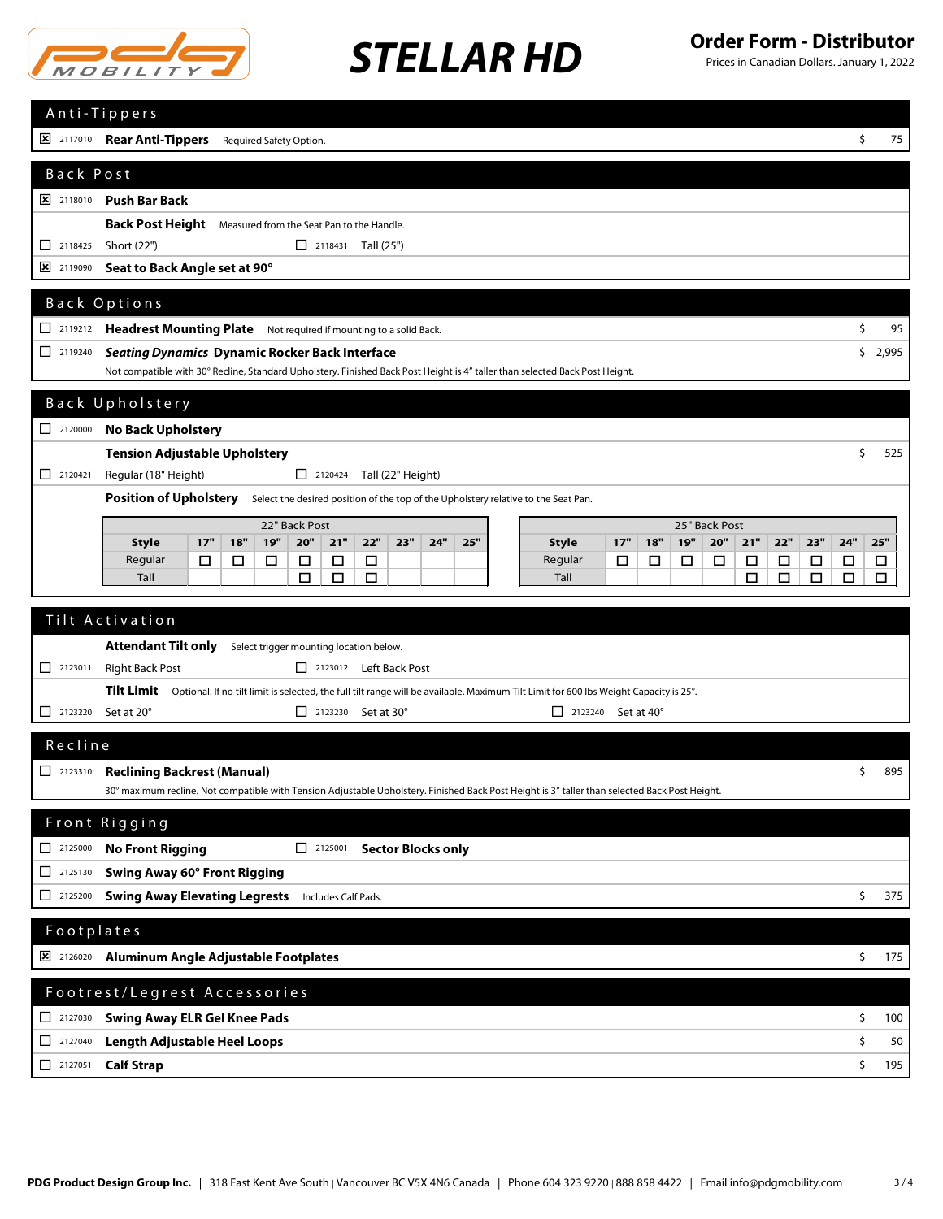# STELLAR HD

**Order Form - Distributor**
Prices in Canadian Dollars. January 1, 2022

## Anti-Tippers

- [x] 2117010 **Rear Anti-Tippers** Required Safety Option. — $ 75

## Back Post

- [x] 2118010 **Push Bar Back**

**Back Post Height** Measured from the Seat Pan to the Handle.

- [ ] 2118425 Short (22") — [ ] 2118431 Tall (25")
- [x] 2119090 **Seat to Back Angle set at 90°**

## Back Options

- [ ] 2119212 **Headrest Mounting Plate** Not required if mounting to a solid Back. — $ 95
- [ ] 2119240 ***Seating Dynamics* Dynamic Rocker Back Interface** — $ 2,995
  Not compatible with 30° Recline, Standard Upholstery. Finished Back Post Height is 4" taller than selected Back Post Height.

## Back Upholstery

- [ ] 2120000 **No Back Upholstery**

**Tension Adjustable Upholstery** — $ 525

- [ ] 2120421 Regular (18" Height) — [ ] 2120424 Tall (22" Height)

**Position of Upholstery** Select the desired position of the top of the Upholstery relative to the Seat Pan.

| 22" Back Post | | | | | | | | | |
|---|---|---|---|---|---|---|---|---|---|
| **Style** | **17"** | **18"** | **19"** | **20"** | **21"** | **22"** | **23"** | **24"** | **25"** |
| Regular | ☐ | ☐ | ☐ | ☐ | ☐ | ☐ | | | |
| Tall | | | | ☐ | ☐ | ☐ | | | |

| 25" Back Post | | | | | | | | | |
|---|---|---|---|---|---|---|---|---|---|
| **Style** | **17"** | **18"** | **19"** | **20"** | **21"** | **22"** | **23"** | **24"** | **25"** |
| Regular | ☐ | ☐ | ☐ | ☐ | ☐ | ☐ | ☐ | ☐ | ☐ |
| Tall | | | | | ☐ | ☐ | ☐ | ☐ | ☐ |

## Tilt Activation

**Attendant Tilt only** Select trigger mounting location below.

- [ ] 2123011 Right Back Post — [ ] 2123012 Left Back Post

**Tilt Limit** Optional. If no tilt limit is selected, the full tilt range will be available. Maximum Tilt Limit for 600 lbs Weight Capacity is 25°.

- [ ] 2123220 Set at 20° — [ ] 2123230 Set at 30° — [ ] 2123240 Set at 40°

## Recline

- [ ] 2123310 **Reclining Backrest (Manual)** — $ 895
  30° maximum recline. Not compatible with Tension Adjustable Upholstery. Finished Back Post Height is 3" taller than selected Back Post Height.

## Front Rigging

- [ ] 2125000 **No Front Rigging** — [ ] 2125001 **Sector Blocks only**
- [ ] 2125130 **Swing Away 60° Front Rigging**
- [ ] 2125200 **Swing Away Elevating Legrests** Includes Calf Pads. — $ 375

## Footplates

- [x] 2126020 **Aluminum Angle Adjustable Footplates** — $ 175

## Footrest/Legrest Accessories

- [ ] 2127030 **Swing Away ELR Gel Knee Pads** — $ 100
- [ ] 2127040 **Length Adjustable Heel Loops** — $ 50
- [ ] 2127051 **Calf Strap** — $ 195

**PDG Product Design Group Inc.** | 318 East Kent Ave South | Vancouver BC V5X 4N6 Canada | Phone 604 323 9220 | 888 858 4422 | Email info@pdgmobility.com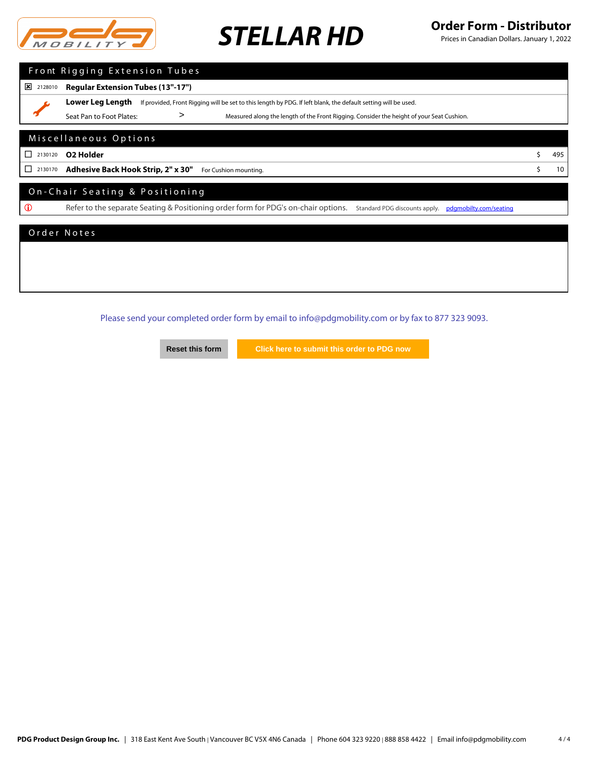# STELLAR HD

**Order Form - Distributor**
Prices in Canadian Dollars. January 1, 2022

## Front Rigging Extension Tubes

☒ 2128010 **Regular Extension Tubes (13"-17")**

**Lower Leg Length** If provided, Front Rigging will be set to this length by PDG. If left blank, the default setting will be used.

Seat Pan to Foot Plates: > Measured along the length of the Front Rigging. Consider the height of your Seat Cushion.

## Miscellaneous Options

| | | | | |
|---|---|---|---|---|
| ☐ | 2130120 | **O2 Holder** | $ | 495 |
| ☐ | 2130170 | **Adhesive Back Hook Strip, 2" x 30"** For Cushion mounting. | $ | 10 |

## On-Chair Seating & Positioning

Refer to the separate Seating & Positioning order form for PDG's on-chair options. Standard PDG discounts apply. pdgmobilty.com/seating

## Order Notes

Please send your completed order form by email to info@pdgmobility.com or by fax to 877 323 9093.

Reset this form

Click here to submit this order to PDG now

**PDG Product Design Group Inc.** | 318 East Kent Ave South | Vancouver BC V5X 4N6 Canada | Phone 604 323 9220 | 888 858 4422 | Email info@pdgmobility.com